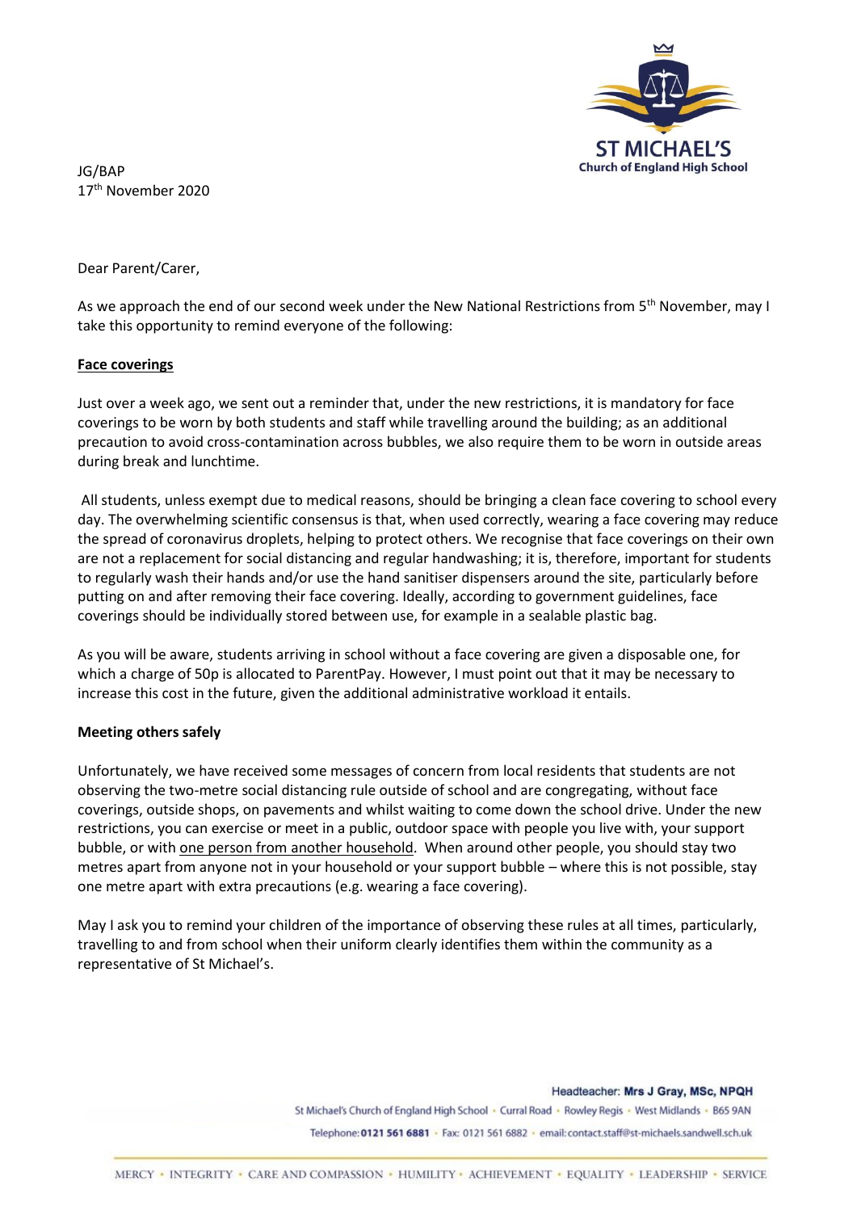ST MICHAEL'S
Church of England High School

JG/BAP
17th November 2020

Dear Parent/Carer,

As we approach the end of our second week under the New National Restrictions from 5th November, may I take this opportunity to remind everyone of the following:

**<u>Face coverings</u>**

Just over a week ago, we sent out a reminder that, under the new restrictions, it is mandatory for face coverings to be worn by both students and staff while travelling around the building; as an additional precaution to avoid cross-contamination across bubbles, we also require them to be worn in outside areas during break and lunchtime.

All students, unless exempt due to medical reasons, should be bringing a clean face covering to school every day. The overwhelming scientific consensus is that, when used correctly, wearing a face covering may reduce the spread of coronavirus droplets, helping to protect others. We recognise that face coverings on their own are not a replacement for social distancing and regular handwashing; it is, therefore, important for students to regularly wash their hands and/or use the hand sanitiser dispensers around the site, particularly before putting on and after removing their face covering. Ideally, according to government guidelines, face coverings should be individually stored between use, for example in a sealable plastic bag.

As you will be aware, students arriving in school without a face covering are given a disposable one, for which a charge of 50p is allocated to ParentPay. However, I must point out that it may be necessary to increase this cost in the future, given the additional administrative workload it entails.

**Meeting others safely**

Unfortunately, we have received some messages of concern from local residents that students are not observing the two-metre social distancing rule outside of school and are congregating, without face coverings, outside shops, on pavements and whilst waiting to come down the school drive. Under the new restrictions, you can exercise or meet in a public, outdoor space with people you live with, your support bubble, or with <u>one person from another household</u>. When around other people, you should stay two metres apart from anyone not in your household or your support bubble – where this is not possible, stay one metre apart with extra precautions (e.g. wearing a face covering).

May I ask you to remind your children of the importance of observing these rules at all times, particularly, travelling to and from school when their uniform clearly identifies them within the community as a representative of St Michael's.

Headteacher: **Mrs J Gray, MSc, NPQH**

St Michael's Church of England High School • Curral Road • Rowley Regis • West Midlands • B65 9AN

Telephone: **0121 561 6881** • Fax: 0121 561 6882 • email: contact.staff@st-michaels.sandwell.sch.uk

MERCY • INTEGRITY • CARE AND COMPASSION • HUMILITY • ACHIEVEMENT • EQUALITY • LEADERSHIP • SERVICE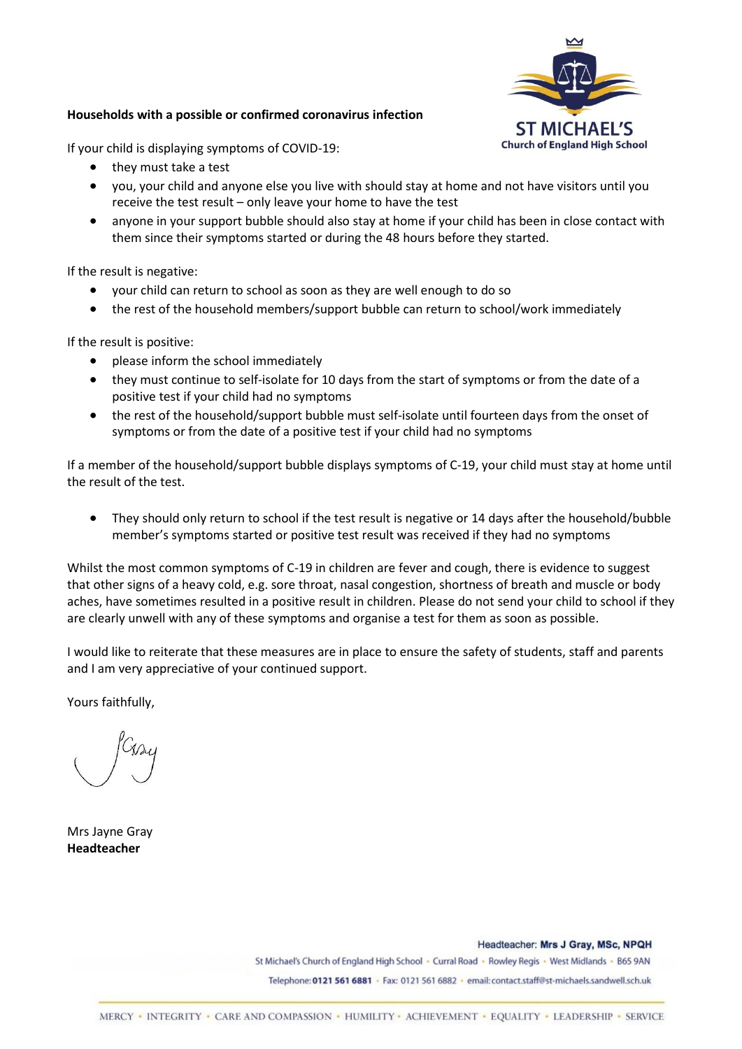**Households with a possible or confirmed coronavirus infection**

ST MICHAEL'S
Church of England High School

If your child is displaying symptoms of COVID-19:

- they must take a test
- you, your child and anyone else you live with should stay at home and not have visitors until you receive the test result – only leave your home to have the test
- anyone in your support bubble should also stay at home if your child has been in close contact with them since their symptoms started or during the 48 hours before they started.

If the result is negative:

- your child can return to school as soon as they are well enough to do so
- the rest of the household members/support bubble can return to school/work immediately

If the result is positive:

- please inform the school immediately
- they must continue to self-isolate for 10 days from the start of symptoms or from the date of a positive test if your child had no symptoms
- the rest of the household/support bubble must self-isolate until fourteen days from the onset of symptoms or from the date of a positive test if your child had no symptoms

If a member of the household/support bubble displays symptoms of C-19, your child must stay at home until the result of the test.

- They should only return to school if the test result is negative or 14 days after the household/bubble member's symptoms started or positive test result was received if they had no symptoms

Whilst the most common symptoms of C-19 in children are fever and cough, there is evidence to suggest that other signs of a heavy cold, e.g. sore throat, nasal congestion, shortness of breath and muscle or body aches, have sometimes resulted in a positive result in children. Please do not send your child to school if they are clearly unwell with any of these symptoms and organise a test for them as soon as possible.

I would like to reiterate that these measures are in place to ensure the safety of students, staff and parents and I am very appreciative of your continued support.

Yours faithfully,

Mrs Jayne Gray
**Headteacher**

Headteacher: **Mrs J Gray, MSc, NPQH**
St Michael's Church of England High School • Curral Road • Rowley Regis • West Midlands • B65 9AN
Telephone: **0121 561 6881** • Fax: 0121 561 6882 • email: contact.staff@st-michaels.sandwell.sch.uk

MERCY • INTEGRITY • CARE AND COMPASSION • HUMILITY • ACHIEVEMENT • EQUALITY • LEADERSHIP • SERVICE